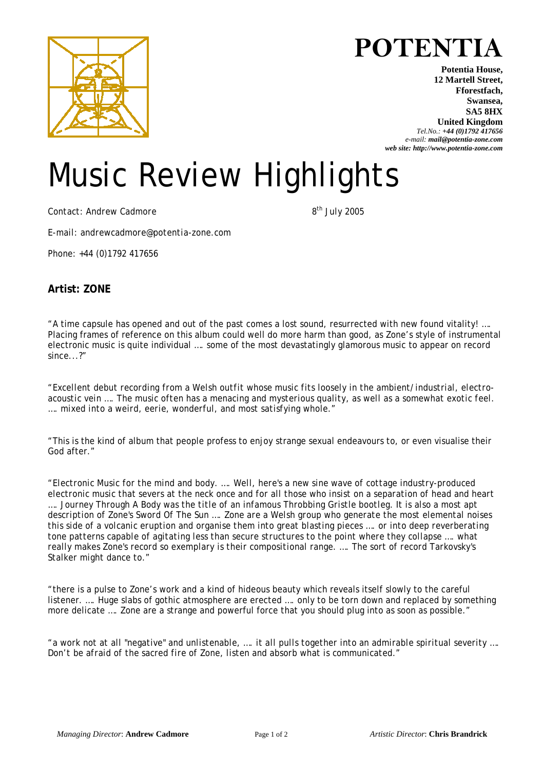# POTENTIA

**Potentia House,**
**12 Martell Street,**
**Fforestfach,**
**Swansea,**
**SA5 8HX**
**United Kingdom**
*Tel.No.: **+44 (0)1792 417656***
*e-mail: **mail@potentia-zone.com***
***web site: http://www.potentia-zone.com***

# Music Review Highlights

Contact: Andrew Cadmore — 8th July 2005

E-mail: andrewcadmore@potentia-zone.com

Phone: +44 (0)1792 417656

## Artist: ZONE

"A time capsule has opened and out of the past comes a lost sound, resurrected with new found vitality! …. Placing frames of reference on this album could well do more harm than good, as Zone's style of instrumental electronic music is quite individual …. some of the most devastatingly glamorous music to appear on record since...?"

"Excellent debut recording from a Welsh outfit whose music fits loosely in the ambient/industrial, electro-acoustic vein …. The music often has a menacing and mysterious quality, as well as a somewhat exotic feel. …. mixed into a weird, eerie, wonderful, and most satisfying whole."

"This is the kind of album that people profess to enjoy strange sexual endeavours to, or even visualise their God after."

"Electronic Music for the mind and body. …. Well, here's a new sine wave of cottage industry-produced electronic music that severs at the neck once and for all those who insist on a separation of head and heart …. Journey Through A Body was the title of an infamous Throbbing Gristle bootleg. It is also a most apt description of Zone's Sword Of The Sun …. Zone are a Welsh group who generate the most elemental noises this side of a volcanic eruption and organise them into great blasting pieces …. or into deep reverberating tone patterns capable of agitating less than secure structures to the point where they collapse …. what really makes Zone's record so exemplary is their compositional range. …. The sort of record Tarkovsky's Stalker might dance to."

"there is a pulse to Zone's work and a kind of hideous beauty which reveals itself slowly to the careful listener. …. Huge slabs of gothic atmosphere are erected …. only to be torn down and replaced by something more delicate …. Zone are a strange and powerful force that you should plug into as soon as possible."

"a work not at all "negative" and unlistenable, …. it all pulls together into an admirable spiritual severity …. Don't be afraid of the sacred fire of Zone, listen and absorb what is communicated."

*Managing Director*: **Andrew Cadmore** — *Artistic Director*: **Chris Brandrick**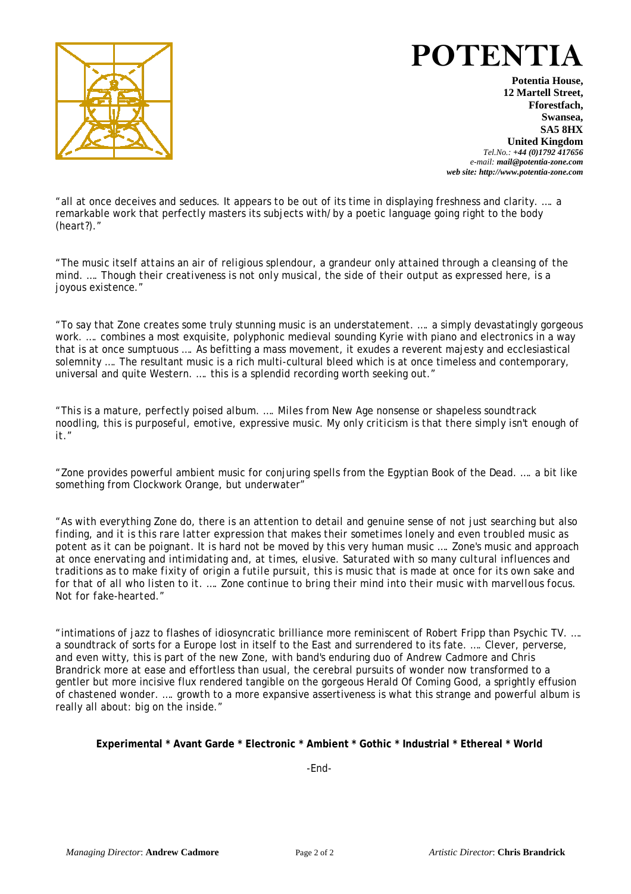# POTENTIA

**Potentia House,**
**12 Martell Street,**
**Fforestfach,**
**Swansea,**
**SA5 8HX**
**United Kingdom**
*Tel.No.:* ***+44 (0)1792 417656***
*e-mail:* ***mail@potentia-zone.com***
***web site: http://www.potentia-zone.com***

"all at once deceives and seduces. It appears to be out of its time in displaying freshness and clarity. …. a remarkable work that perfectly masters its subjects with/by a poetic language going right to the body (heart?)."

"The music itself attains an air of religious splendour, a grandeur only attained through a cleansing of the mind. …. Though their creativeness is not only musical, the side of their output as expressed here, is a joyous existence."

"To say that Zone creates some truly stunning music is an understatement. …. a simply devastatingly gorgeous work. …. combines a most exquisite, polyphonic medieval sounding Kyrie with piano and electronics in a way that is at once sumptuous …. As befitting a mass movement, it exudes a reverent majesty and ecclesiastical solemnity …. The resultant music is a rich multi-cultural bleed which is at once timeless and contemporary, universal and quite Western. …. this is a splendid recording worth seeking out."

"This is a mature, perfectly poised album. …. Miles from New Age nonsense or shapeless soundtrack noodling, this is purposeful, emotive, expressive music. My only criticism is that there simply isn't enough of it."

"Zone provides powerful ambient music for conjuring spells from the Egyptian Book of the Dead. …. a bit like something from Clockwork Orange, but underwater"

"As with everything Zone do, there is an attention to detail and genuine sense of not just searching but also finding, and it is this rare latter expression that makes their sometimes lonely and even troubled music as potent as it can be poignant. It is hard not be moved by this very human music …. Zone's music and approach at once enervating and intimidating and, at times, elusive. Saturated with so many cultural influences and traditions as to make fixity of origin a futile pursuit, this is music that is made at once for its own sake and for that of all who listen to it. …. Zone continue to bring their mind into their music with marvellous focus. Not for fake-hearted."

"intimations of jazz to flashes of idiosyncratic brilliance more reminiscent of Robert Fripp than Psychic TV. …. a soundtrack of sorts for a Europe lost in itself to the East and surrendered to its fate. …. Clever, perverse, and even witty, this is part of the new Zone, with band's enduring duo of Andrew Cadmore and Chris Brandrick more at ease and effortless than usual, the cerebral pursuits of wonder now transformed to a gentler but more incisive flux rendered tangible on the gorgeous Herald Of Coming Good, a sprightly effusion of chastened wonder. …. growth to a more expansive assertiveness is what this strange and powerful album is really all about: big on the inside."

**Experimental * Avant Garde * Electronic * Ambient * Gothic * Industrial * Ethereal * World**

-End-

*Managing Director*: **Andrew Cadmore** *Artistic Director*: **Chris Brandrick**